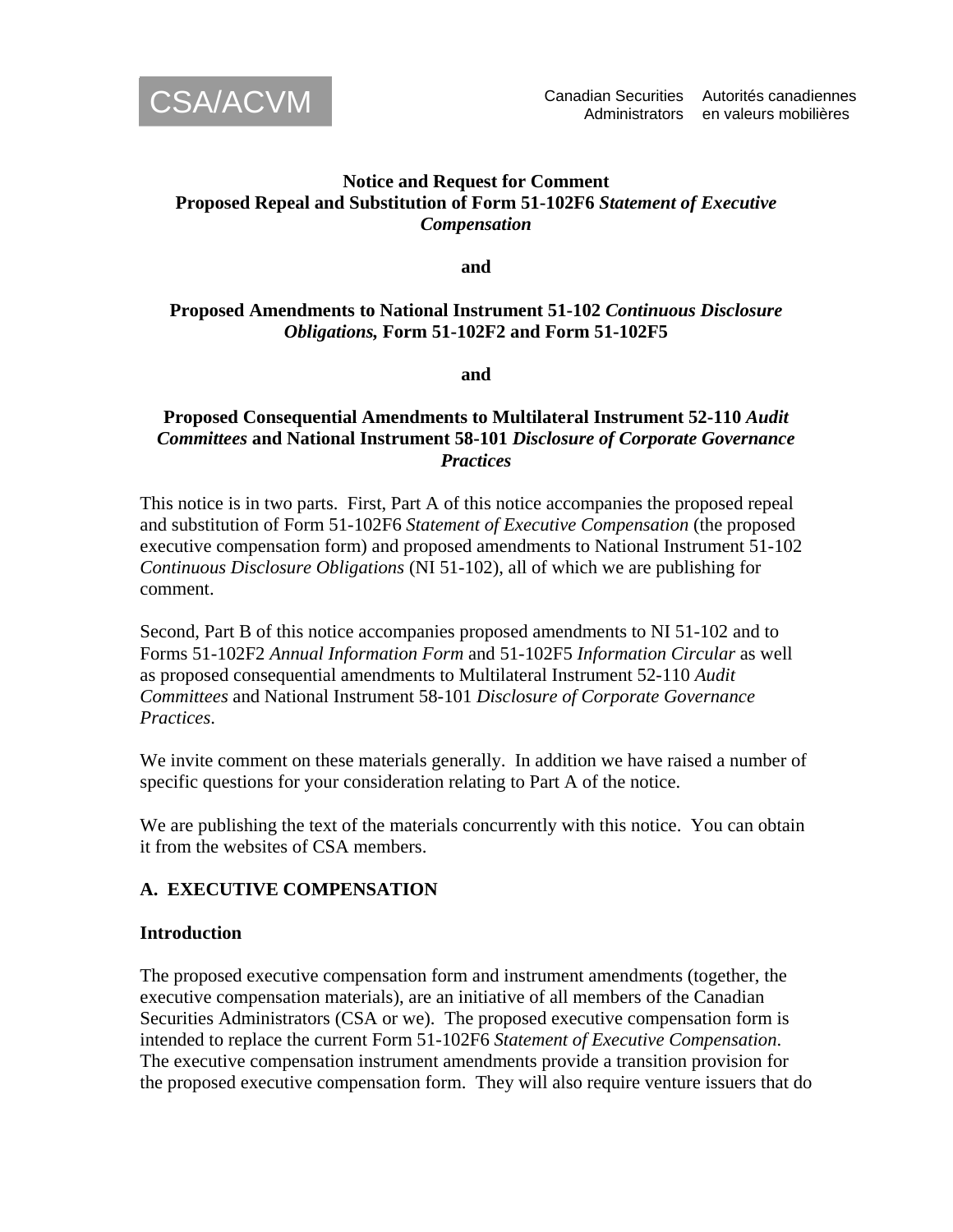CSA/ACVM

Canadian Securities Administrators — Autorités canadiennes en valeurs mobilières

**Notice and Request for Comment**
**Proposed Repeal and Substitution of Form 51-102F6 *Statement of Executive Compensation***

**and**

**Proposed Amendments to National Instrument 51-102 *Continuous Disclosure Obligations,* Form 51-102F2 and Form 51-102F5**

**and**

**Proposed Consequential Amendments to Multilateral Instrument 52-110 *Audit Committees* and National Instrument 58-101 *Disclosure of Corporate Governance Practices***

This notice is in two parts. First, Part A of this notice accompanies the proposed repeal and substitution of Form 51-102F6 *Statement of Executive Compensation* (the proposed executive compensation form) and proposed amendments to National Instrument 51-102 *Continuous Disclosure Obligations* (NI 51-102), all of which we are publishing for comment.

Second, Part B of this notice accompanies proposed amendments to NI 51-102 and to Forms 51-102F2 *Annual Information Form* and 51-102F5 *Information Circular* as well as proposed consequential amendments to Multilateral Instrument 52-110 *Audit Committees* and National Instrument 58-101 *Disclosure of Corporate Governance Practices*.

We invite comment on these materials generally. In addition we have raised a number of specific questions for your consideration relating to Part A of the notice.

We are publishing the text of the materials concurrently with this notice. You can obtain it from the websites of CSA members.

## A. EXECUTIVE COMPENSATION

### Introduction

The proposed executive compensation form and instrument amendments (together, the executive compensation materials), are an initiative of all members of the Canadian Securities Administrators (CSA or we). The proposed executive compensation form is intended to replace the current Form 51-102F6 *Statement of Executive Compensation*. The executive compensation instrument amendments provide a transition provision for the proposed executive compensation form. They will also require venture issuers that do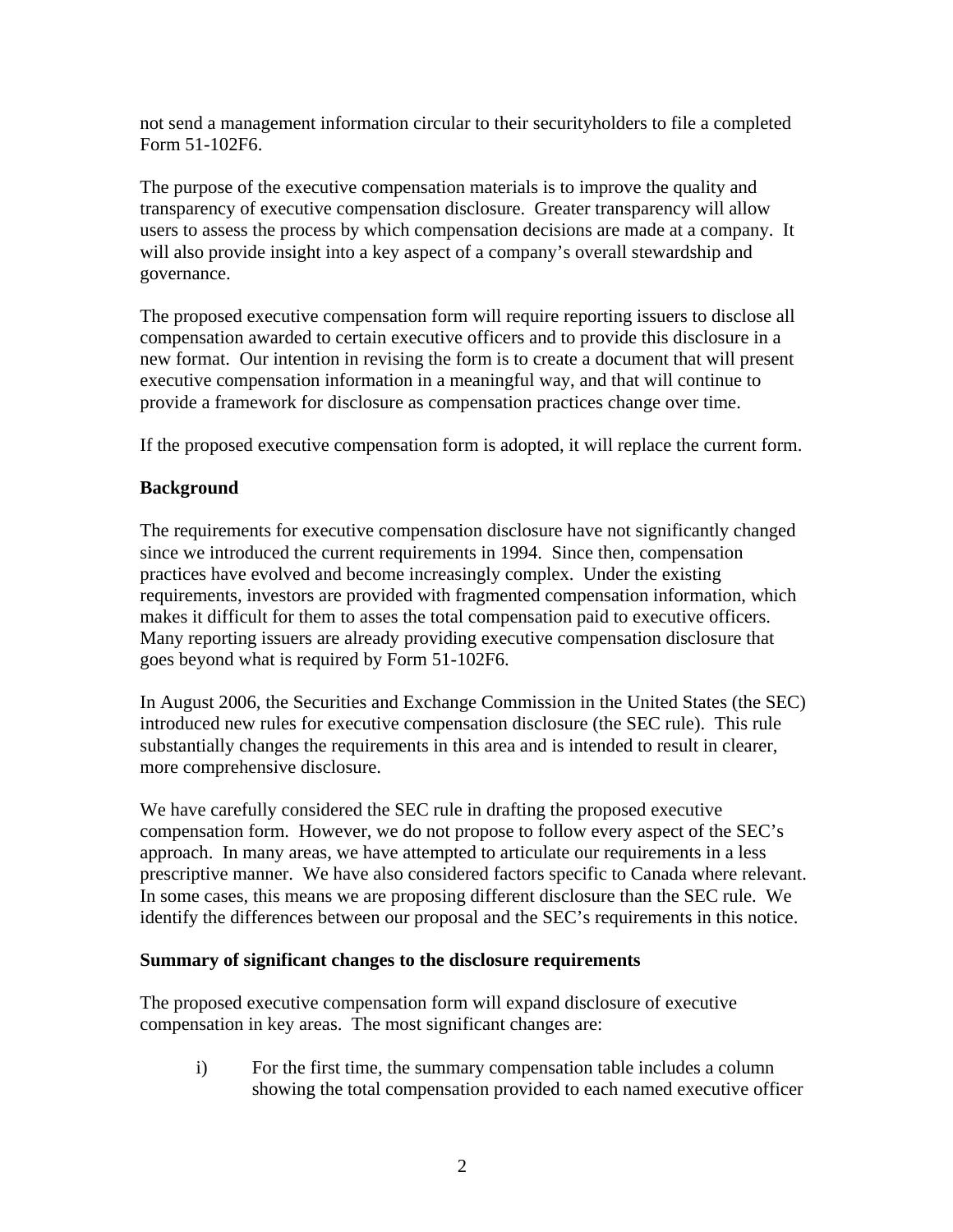not send a management information circular to their securityholders to file a completed Form 51-102F6.

The purpose of the executive compensation materials is to improve the quality and transparency of executive compensation disclosure. Greater transparency will allow users to assess the process by which compensation decisions are made at a company. It will also provide insight into a key aspect of a company's overall stewardship and governance.

The proposed executive compensation form will require reporting issuers to disclose all compensation awarded to certain executive officers and to provide this disclosure in a new format. Our intention in revising the form is to create a document that will present executive compensation information in a meaningful way, and that will continue to provide a framework for disclosure as compensation practices change over time.

If the proposed executive compensation form is adopted, it will replace the current form.

## Background

The requirements for executive compensation disclosure have not significantly changed since we introduced the current requirements in 1994. Since then, compensation practices have evolved and become increasingly complex. Under the existing requirements, investors are provided with fragmented compensation information, which makes it difficult for them to asses the total compensation paid to executive officers. Many reporting issuers are already providing executive compensation disclosure that goes beyond what is required by Form 51-102F6.

In August 2006, the Securities and Exchange Commission in the United States (the SEC) introduced new rules for executive compensation disclosure (the SEC rule). This rule substantially changes the requirements in this area and is intended to result in clearer, more comprehensive disclosure.

We have carefully considered the SEC rule in drafting the proposed executive compensation form. However, we do not propose to follow every aspect of the SEC's approach. In many areas, we have attempted to articulate our requirements in a less prescriptive manner. We have also considered factors specific to Canada where relevant. In some cases, this means we are proposing different disclosure than the SEC rule. We identify the differences between our proposal and the SEC's requirements in this notice.

## Summary of significant changes to the disclosure requirements

The proposed executive compensation form will expand disclosure of executive compensation in key areas. The most significant changes are:

i) For the first time, the summary compensation table includes a column showing the total compensation provided to each named executive officer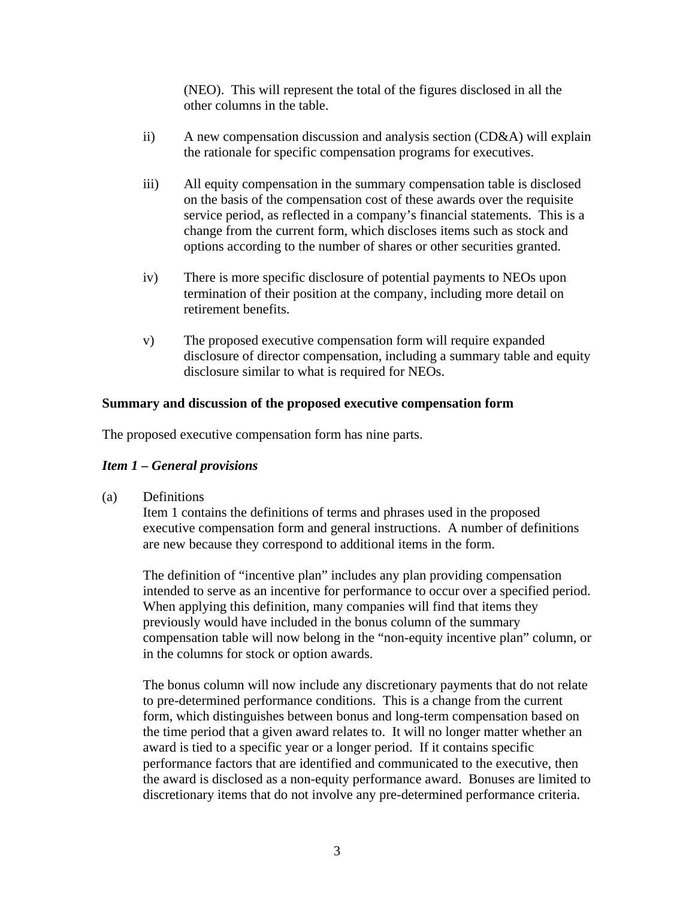(NEO). This will represent the total of the figures disclosed in all the other columns in the table.

ii) A new compensation discussion and analysis section (CD&A) will explain the rationale for specific compensation programs for executives.

iii) All equity compensation in the summary compensation table is disclosed on the basis of the compensation cost of these awards over the requisite service period, as reflected in a company's financial statements. This is a change from the current form, which discloses items such as stock and options according to the number of shares or other securities granted.

iv) There is more specific disclosure of potential payments to NEOs upon termination of their position at the company, including more detail on retirement benefits.

v) The proposed executive compensation form will require expanded disclosure of director compensation, including a summary table and equity disclosure similar to what is required for NEOs.

**Summary and discussion of the proposed executive compensation form**

The proposed executive compensation form has nine parts.

***Item 1 – General provisions***

(a) Definitions

Item 1 contains the definitions of terms and phrases used in the proposed executive compensation form and general instructions. A number of definitions are new because they correspond to additional items in the form.

The definition of "incentive plan" includes any plan providing compensation intended to serve as an incentive for performance to occur over a specified period. When applying this definition, many companies will find that items they previously would have included in the bonus column of the summary compensation table will now belong in the "non-equity incentive plan" column, or in the columns for stock or option awards.

The bonus column will now include any discretionary payments that do not relate to pre-determined performance conditions. This is a change from the current form, which distinguishes between bonus and long-term compensation based on the time period that a given award relates to. It will no longer matter whether an award is tied to a specific year or a longer period. If it contains specific performance factors that are identified and communicated to the executive, then the award is disclosed as a non-equity performance award. Bonuses are limited to discretionary items that do not involve any pre-determined performance criteria.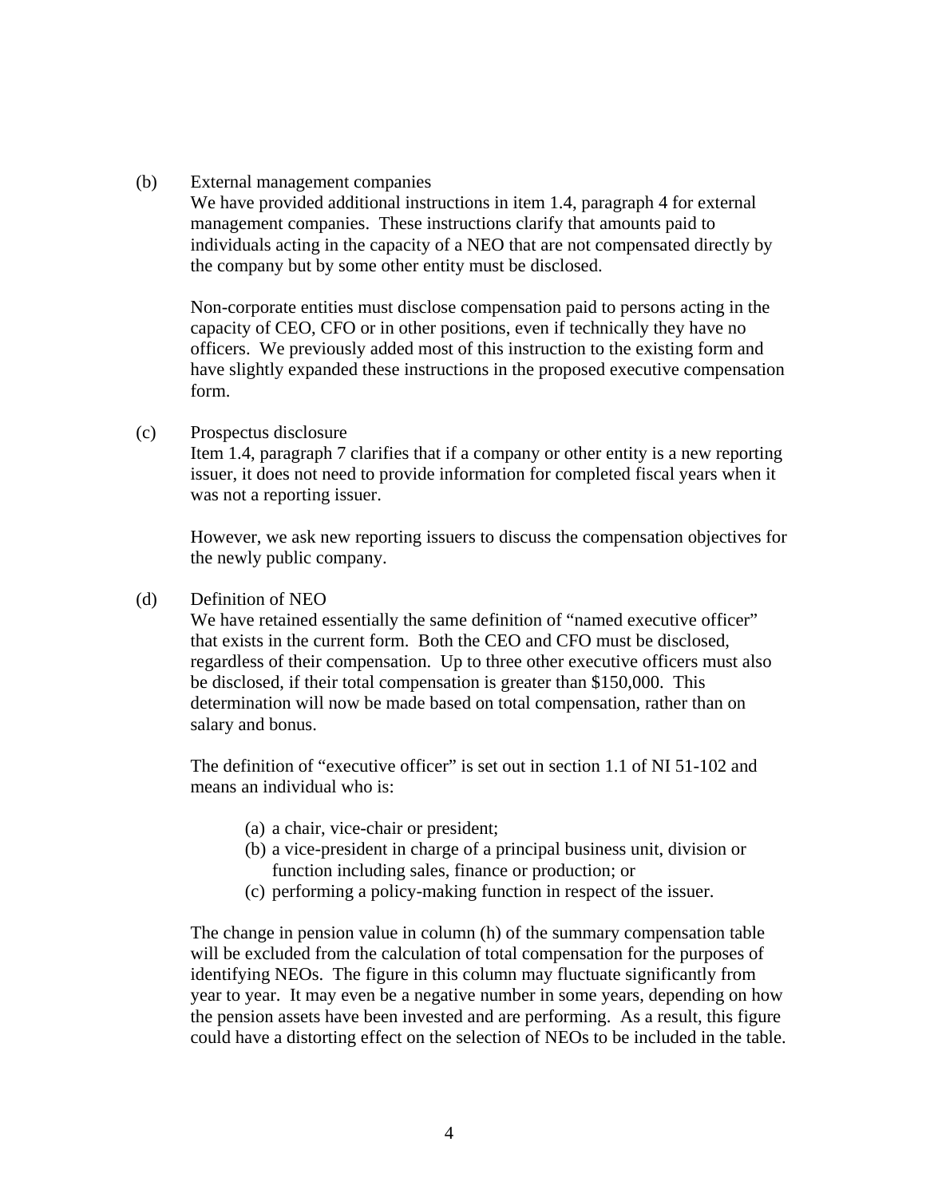(b) External management companies

We have provided additional instructions in item 1.4, paragraph 4 for external management companies. These instructions clarify that amounts paid to individuals acting in the capacity of a NEO that are not compensated directly by the company but by some other entity must be disclosed.

Non-corporate entities must disclose compensation paid to persons acting in the capacity of CEO, CFO or in other positions, even if technically they have no officers. We previously added most of this instruction to the existing form and have slightly expanded these instructions in the proposed executive compensation form.

(c) Prospectus disclosure

Item 1.4, paragraph 7 clarifies that if a company or other entity is a new reporting issuer, it does not need to provide information for completed fiscal years when it was not a reporting issuer.

However, we ask new reporting issuers to discuss the compensation objectives for the newly public company.

(d) Definition of NEO

We have retained essentially the same definition of "named executive officer" that exists in the current form. Both the CEO and CFO must be disclosed, regardless of their compensation. Up to three other executive officers must also be disclosed, if their total compensation is greater than $150,000. This determination will now be made based on total compensation, rather than on salary and bonus.

The definition of "executive officer" is set out in section 1.1 of NI 51-102 and means an individual who is:

(a) a chair, vice-chair or president;
(b) a vice-president in charge of a principal business unit, division or function including sales, finance or production; or
(c) performing a policy-making function in respect of the issuer.

The change in pension value in column (h) of the summary compensation table will be excluded from the calculation of total compensation for the purposes of identifying NEOs. The figure in this column may fluctuate significantly from year to year. It may even be a negative number in some years, depending on how the pension assets have been invested and are performing. As a result, this figure could have a distorting effect on the selection of NEOs to be included in the table.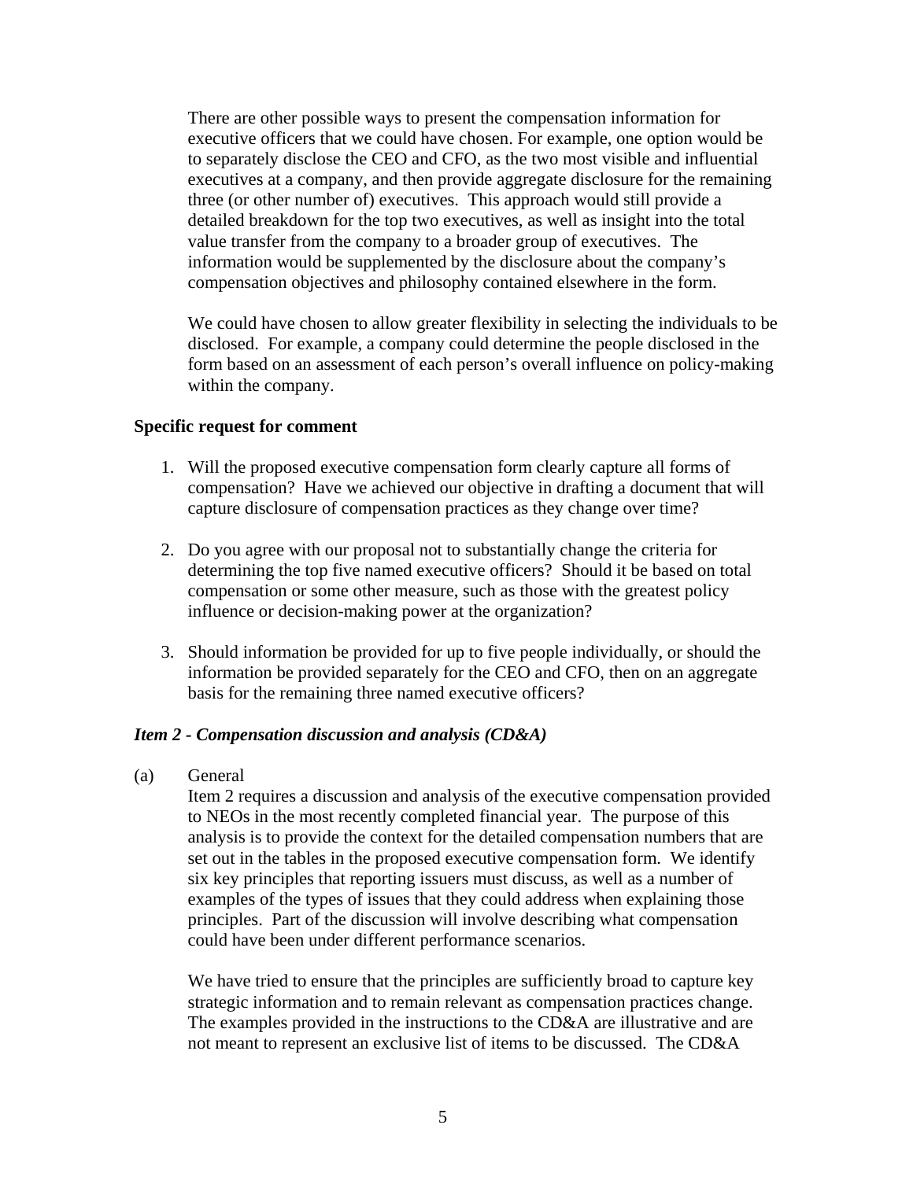There are other possible ways to present the compensation information for executive officers that we could have chosen. For example, one option would be to separately disclose the CEO and CFO, as the two most visible and influential executives at a company, and then provide aggregate disclosure for the remaining three (or other number of) executives. This approach would still provide a detailed breakdown for the top two executives, as well as insight into the total value transfer from the company to a broader group of executives. The information would be supplemented by the disclosure about the company's compensation objectives and philosophy contained elsewhere in the form.

We could have chosen to allow greater flexibility in selecting the individuals to be disclosed. For example, a company could determine the people disclosed in the form based on an assessment of each person's overall influence on policy-making within the company.

**Specific request for comment**

1. Will the proposed executive compensation form clearly capture all forms of compensation? Have we achieved our objective in drafting a document that will capture disclosure of compensation practices as they change over time?

2. Do you agree with our proposal not to substantially change the criteria for determining the top five named executive officers? Should it be based on total compensation or some other measure, such as those with the greatest policy influence or decision-making power at the organization?

3. Should information be provided for up to five people individually, or should the information be provided separately for the CEO and CFO, then on an aggregate basis for the remaining three named executive officers?

***Item 2 - Compensation discussion and analysis (CD&A)***

(a) General

Item 2 requires a discussion and analysis of the executive compensation provided to NEOs in the most recently completed financial year. The purpose of this analysis is to provide the context for the detailed compensation numbers that are set out in the tables in the proposed executive compensation form. We identify six key principles that reporting issuers must discuss, as well as a number of examples of the types of issues that they could address when explaining those principles. Part of the discussion will involve describing what compensation could have been under different performance scenarios.

We have tried to ensure that the principles are sufficiently broad to capture key strategic information and to remain relevant as compensation practices change. The examples provided in the instructions to the CD&A are illustrative and are not meant to represent an exclusive list of items to be discussed. The CD&A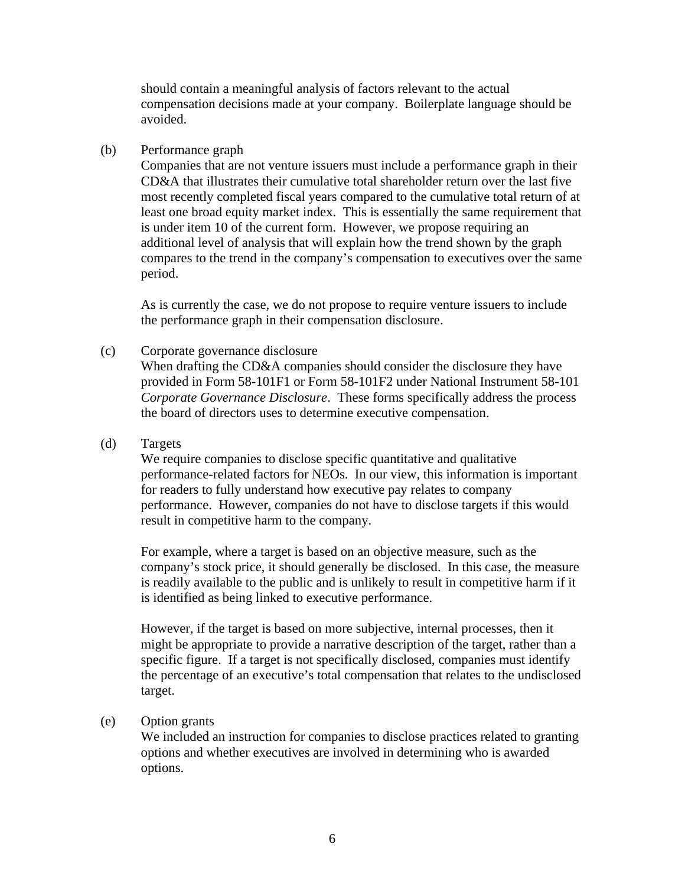should contain a meaningful analysis of factors relevant to the actual compensation decisions made at your company. Boilerplate language should be avoided.

(b) Performance graph

Companies that are not venture issuers must include a performance graph in their CD&A that illustrates their cumulative total shareholder return over the last five most recently completed fiscal years compared to the cumulative total return of at least one broad equity market index. This is essentially the same requirement that is under item 10 of the current form. However, we propose requiring an additional level of analysis that will explain how the trend shown by the graph compares to the trend in the company's compensation to executives over the same period.

As is currently the case, we do not propose to require venture issuers to include the performance graph in their compensation disclosure.

(c) Corporate governance disclosure

When drafting the CD&A companies should consider the disclosure they have provided in Form 58-101F1 or Form 58-101F2 under National Instrument 58-101 *Corporate Governance Disclosure*. These forms specifically address the process the board of directors uses to determine executive compensation.

(d) Targets

We require companies to disclose specific quantitative and qualitative performance-related factors for NEOs. In our view, this information is important for readers to fully understand how executive pay relates to company performance. However, companies do not have to disclose targets if this would result in competitive harm to the company.

For example, where a target is based on an objective measure, such as the company's stock price, it should generally be disclosed. In this case, the measure is readily available to the public and is unlikely to result in competitive harm if it is identified as being linked to executive performance.

However, if the target is based on more subjective, internal processes, then it might be appropriate to provide a narrative description of the target, rather than a specific figure. If a target is not specifically disclosed, companies must identify the percentage of an executive's total compensation that relates to the undisclosed target.

(e) Option grants

We included an instruction for companies to disclose practices related to granting options and whether executives are involved in determining who is awarded options.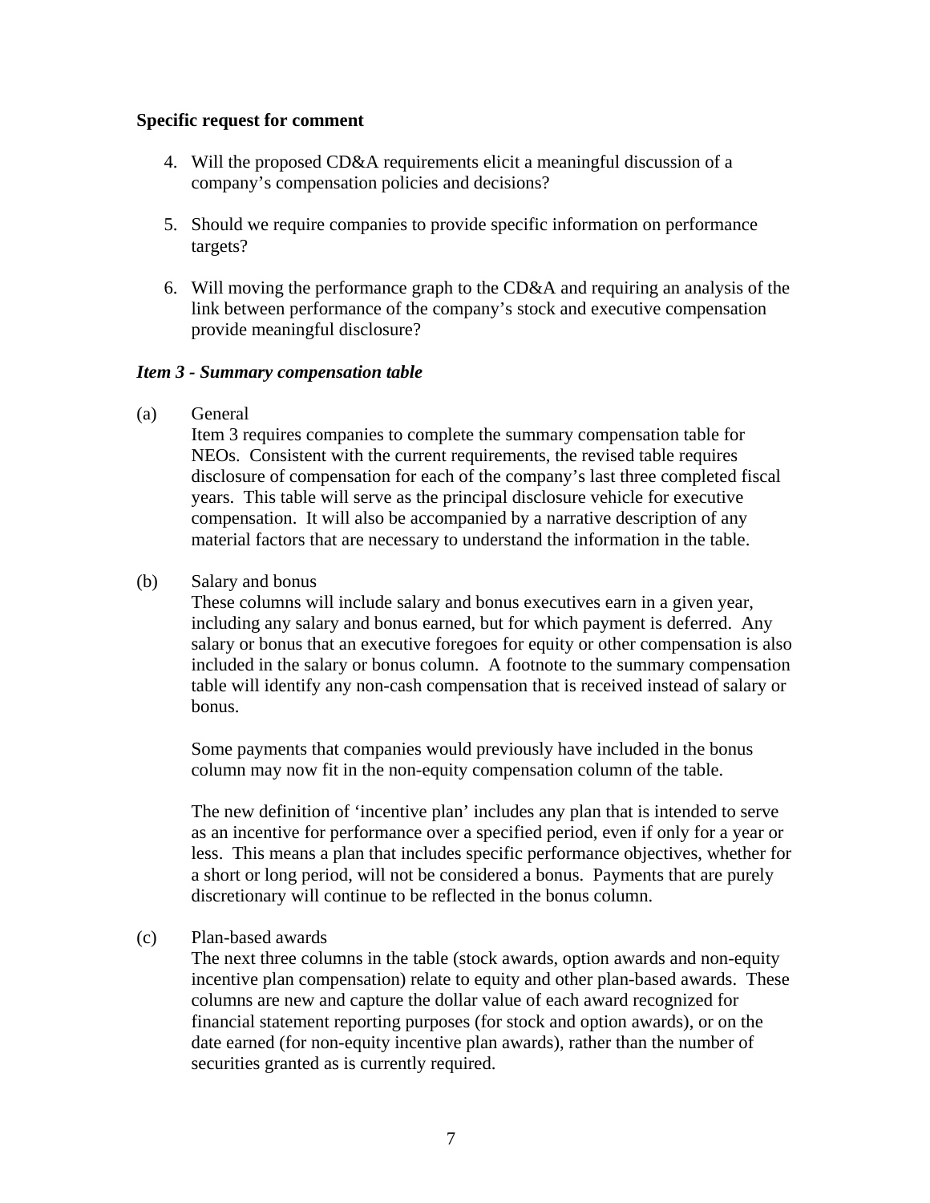**Specific request for comment**

4. Will the proposed CD&A requirements elicit a meaningful discussion of a company's compensation policies and decisions?

5. Should we require companies to provide specific information on performance targets?

6. Will moving the performance graph to the CD&A and requiring an analysis of the link between performance of the company's stock and executive compensation provide meaningful disclosure?

***Item 3 - Summary compensation table***

(a) General

Item 3 requires companies to complete the summary compensation table for NEOs. Consistent with the current requirements, the revised table requires disclosure of compensation for each of the company's last three completed fiscal years. This table will serve as the principal disclosure vehicle for executive compensation. It will also be accompanied by a narrative description of any material factors that are necessary to understand the information in the table.

(b) Salary and bonus

These columns will include salary and bonus executives earn in a given year, including any salary and bonus earned, but for which payment is deferred. Any salary or bonus that an executive foregoes for equity or other compensation is also included in the salary or bonus column. A footnote to the summary compensation table will identify any non-cash compensation that is received instead of salary or bonus.

Some payments that companies would previously have included in the bonus column may now fit in the non-equity compensation column of the table.

The new definition of 'incentive plan' includes any plan that is intended to serve as an incentive for performance over a specified period, even if only for a year or less. This means a plan that includes specific performance objectives, whether for a short or long period, will not be considered a bonus. Payments that are purely discretionary will continue to be reflected in the bonus column.

(c) Plan-based awards

The next three columns in the table (stock awards, option awards and non-equity incentive plan compensation) relate to equity and other plan-based awards. These columns are new and capture the dollar value of each award recognized for financial statement reporting purposes (for stock and option awards), or on the date earned (for non-equity incentive plan awards), rather than the number of securities granted as is currently required.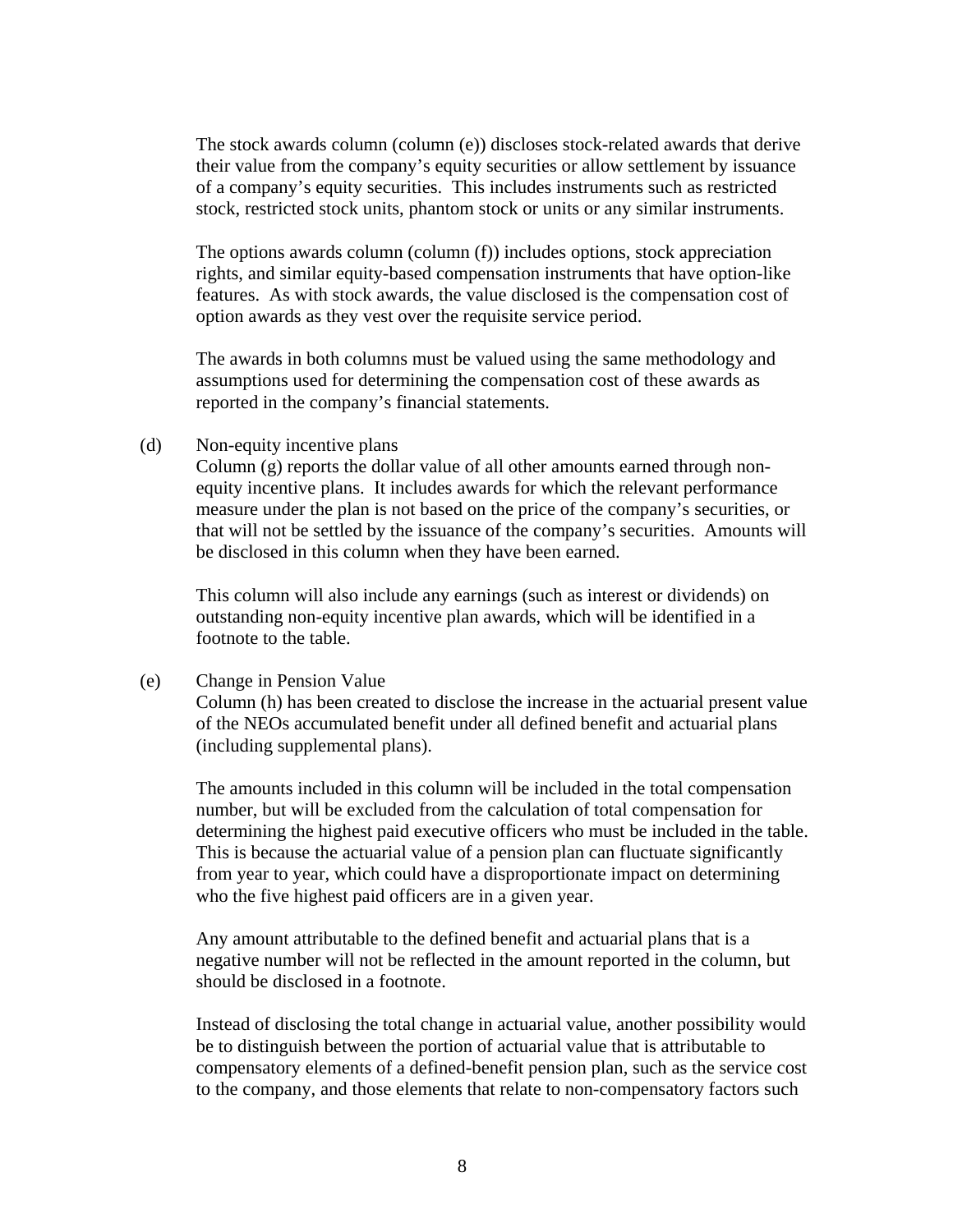The stock awards column (column (e)) discloses stock-related awards that derive their value from the company's equity securities or allow settlement by issuance of a company's equity securities. This includes instruments such as restricted stock, restricted stock units, phantom stock or units or any similar instruments.

The options awards column (column (f)) includes options, stock appreciation rights, and similar equity-based compensation instruments that have option-like features. As with stock awards, the value disclosed is the compensation cost of option awards as they vest over the requisite service period.

The awards in both columns must be valued using the same methodology and assumptions used for determining the compensation cost of these awards as reported in the company's financial statements.

(d) Non-equity incentive plans

Column (g) reports the dollar value of all other amounts earned through non-equity incentive plans. It includes awards for which the relevant performance measure under the plan is not based on the price of the company's securities, or that will not be settled by the issuance of the company's securities. Amounts will be disclosed in this column when they have been earned.

This column will also include any earnings (such as interest or dividends) on outstanding non-equity incentive plan awards, which will be identified in a footnote to the table.

(e) Change in Pension Value

Column (h) has been created to disclose the increase in the actuarial present value of the NEOs accumulated benefit under all defined benefit and actuarial plans (including supplemental plans).

The amounts included in this column will be included in the total compensation number, but will be excluded from the calculation of total compensation for determining the highest paid executive officers who must be included in the table. This is because the actuarial value of a pension plan can fluctuate significantly from year to year, which could have a disproportionate impact on determining who the five highest paid officers are in a given year.

Any amount attributable to the defined benefit and actuarial plans that is a negative number will not be reflected in the amount reported in the column, but should be disclosed in a footnote.

Instead of disclosing the total change in actuarial value, another possibility would be to distinguish between the portion of actuarial value that is attributable to compensatory elements of a defined-benefit pension plan, such as the service cost to the company, and those elements that relate to non-compensatory factors such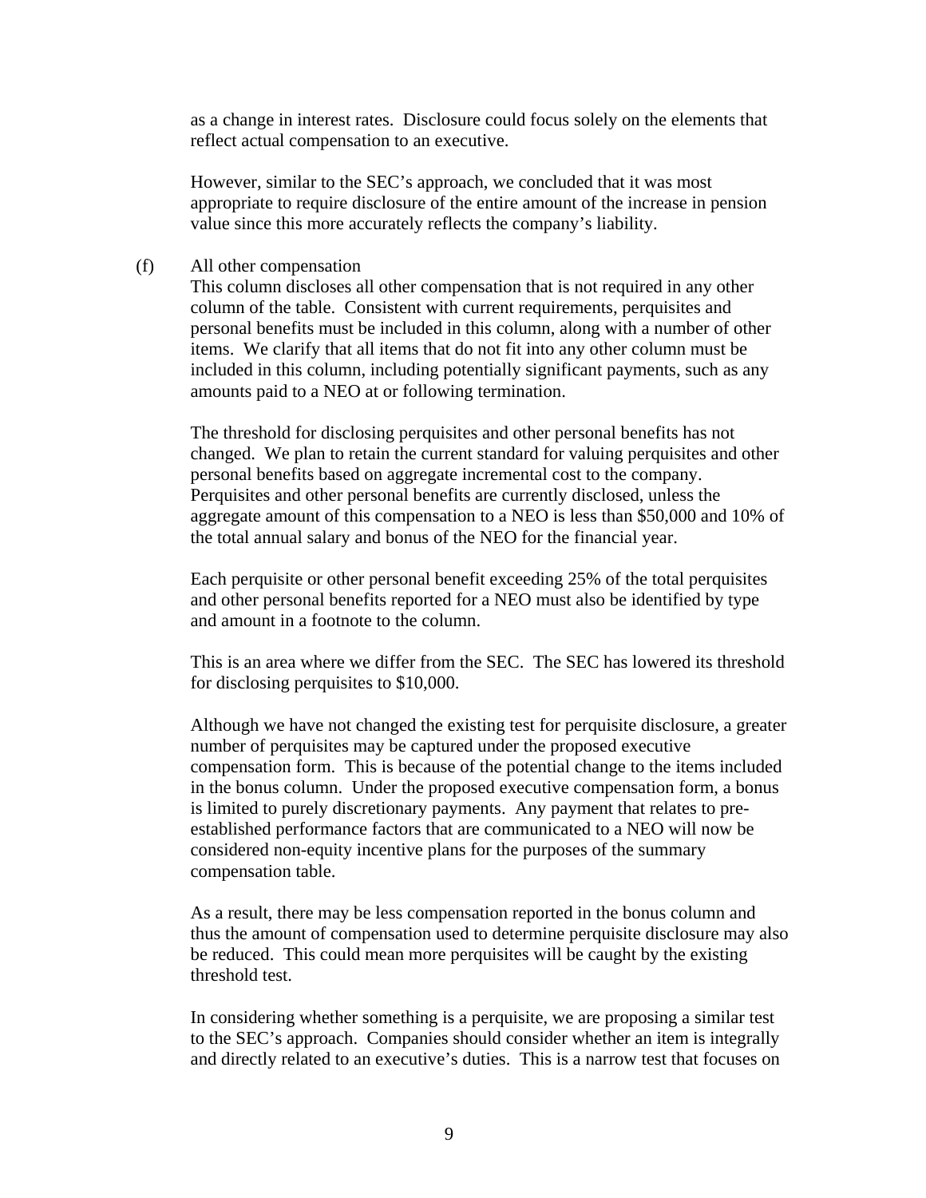as a change in interest rates. Disclosure could focus solely on the elements that reflect actual compensation to an executive.

However, similar to the SEC's approach, we concluded that it was most appropriate to require disclosure of the entire amount of the increase in pension value since this more accurately reflects the company's liability.

(f) All other compensation

This column discloses all other compensation that is not required in any other column of the table. Consistent with current requirements, perquisites and personal benefits must be included in this column, along with a number of other items. We clarify that all items that do not fit into any other column must be included in this column, including potentially significant payments, such as any amounts paid to a NEO at or following termination.

The threshold for disclosing perquisites and other personal benefits has not changed. We plan to retain the current standard for valuing perquisites and other personal benefits based on aggregate incremental cost to the company. Perquisites and other personal benefits are currently disclosed, unless the aggregate amount of this compensation to a NEO is less than $50,000 and 10% of the total annual salary and bonus of the NEO for the financial year.

Each perquisite or other personal benefit exceeding 25% of the total perquisites and other personal benefits reported for a NEO must also be identified by type and amount in a footnote to the column.

This is an area where we differ from the SEC. The SEC has lowered its threshold for disclosing perquisites to $10,000.

Although we have not changed the existing test for perquisite disclosure, a greater number of perquisites may be captured under the proposed executive compensation form. This is because of the potential change to the items included in the bonus column. Under the proposed executive compensation form, a bonus is limited to purely discretionary payments. Any payment that relates to pre-established performance factors that are communicated to a NEO will now be considered non-equity incentive plans for the purposes of the summary compensation table.

As a result, there may be less compensation reported in the bonus column and thus the amount of compensation used to determine perquisite disclosure may also be reduced. This could mean more perquisites will be caught by the existing threshold test.

In considering whether something is a perquisite, we are proposing a similar test to the SEC's approach. Companies should consider whether an item is integrally and directly related to an executive's duties. This is a narrow test that focuses on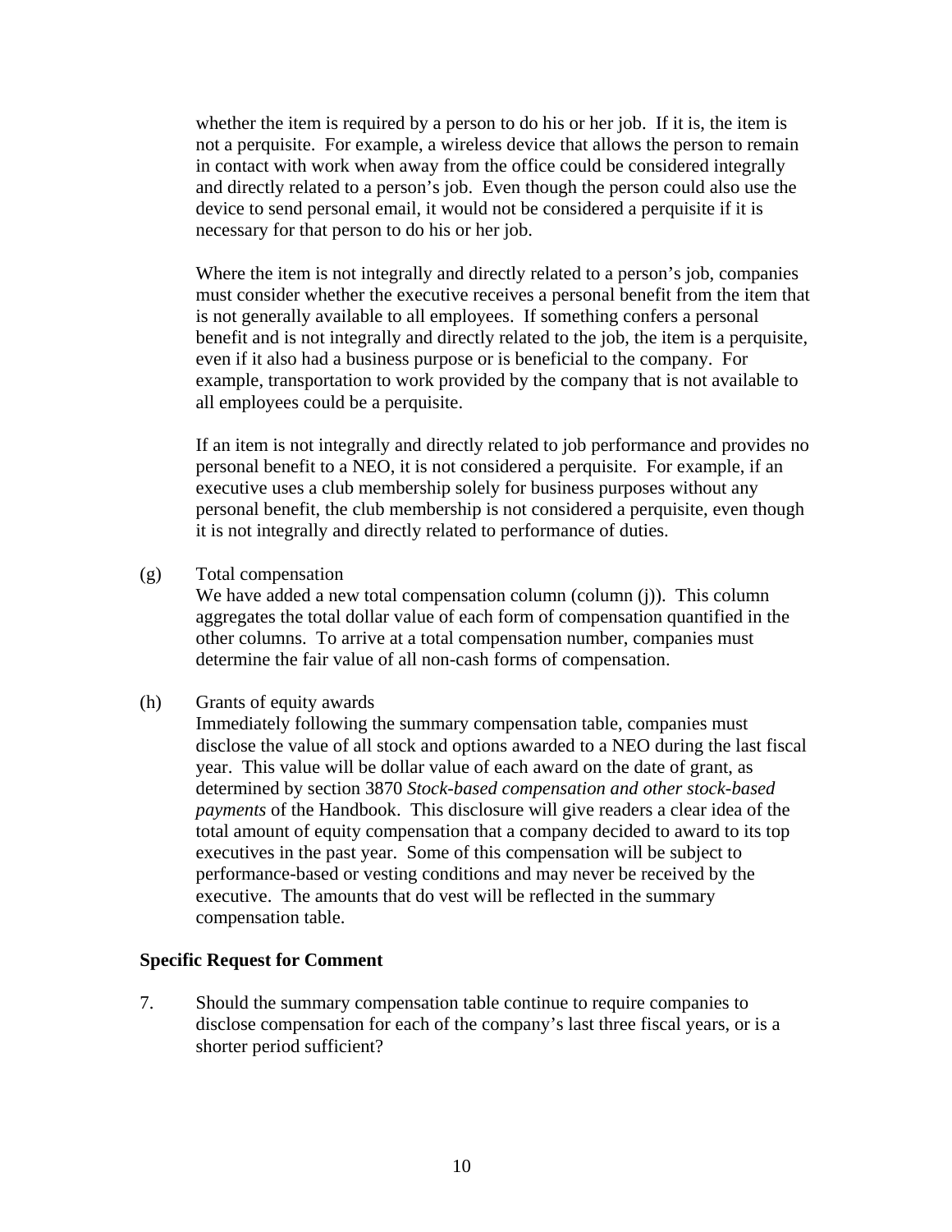whether the item is required by a person to do his or her job. If it is, the item is not a perquisite. For example, a wireless device that allows the person to remain in contact with work when away from the office could be considered integrally and directly related to a person's job. Even though the person could also use the device to send personal email, it would not be considered a perquisite if it is necessary for that person to do his or her job.

Where the item is not integrally and directly related to a person's job, companies must consider whether the executive receives a personal benefit from the item that is not generally available to all employees. If something confers a personal benefit and is not integrally and directly related to the job, the item is a perquisite, even if it also had a business purpose or is beneficial to the company. For example, transportation to work provided by the company that is not available to all employees could be a perquisite.

If an item is not integrally and directly related to job performance and provides no personal benefit to a NEO, it is not considered a perquisite. For example, if an executive uses a club membership solely for business purposes without any personal benefit, the club membership is not considered a perquisite, even though it is not integrally and directly related to performance of duties.

(g) Total compensation

We have added a new total compensation column (column (j)). This column aggregates the total dollar value of each form of compensation quantified in the other columns. To arrive at a total compensation number, companies must determine the fair value of all non-cash forms of compensation.

(h) Grants of equity awards

Immediately following the summary compensation table, companies must disclose the value of all stock and options awarded to a NEO during the last fiscal year. This value will be dollar value of each award on the date of grant, as determined by section 3870 *Stock-based compensation and other stock-based payments* of the Handbook. This disclosure will give readers a clear idea of the total amount of equity compensation that a company decided to award to its top executives in the past year. Some of this compensation will be subject to performance-based or vesting conditions and may never be received by the executive. The amounts that do vest will be reflected in the summary compensation table.

**Specific Request for Comment**

7. Should the summary compensation table continue to require companies to disclose compensation for each of the company's last three fiscal years, or is a shorter period sufficient?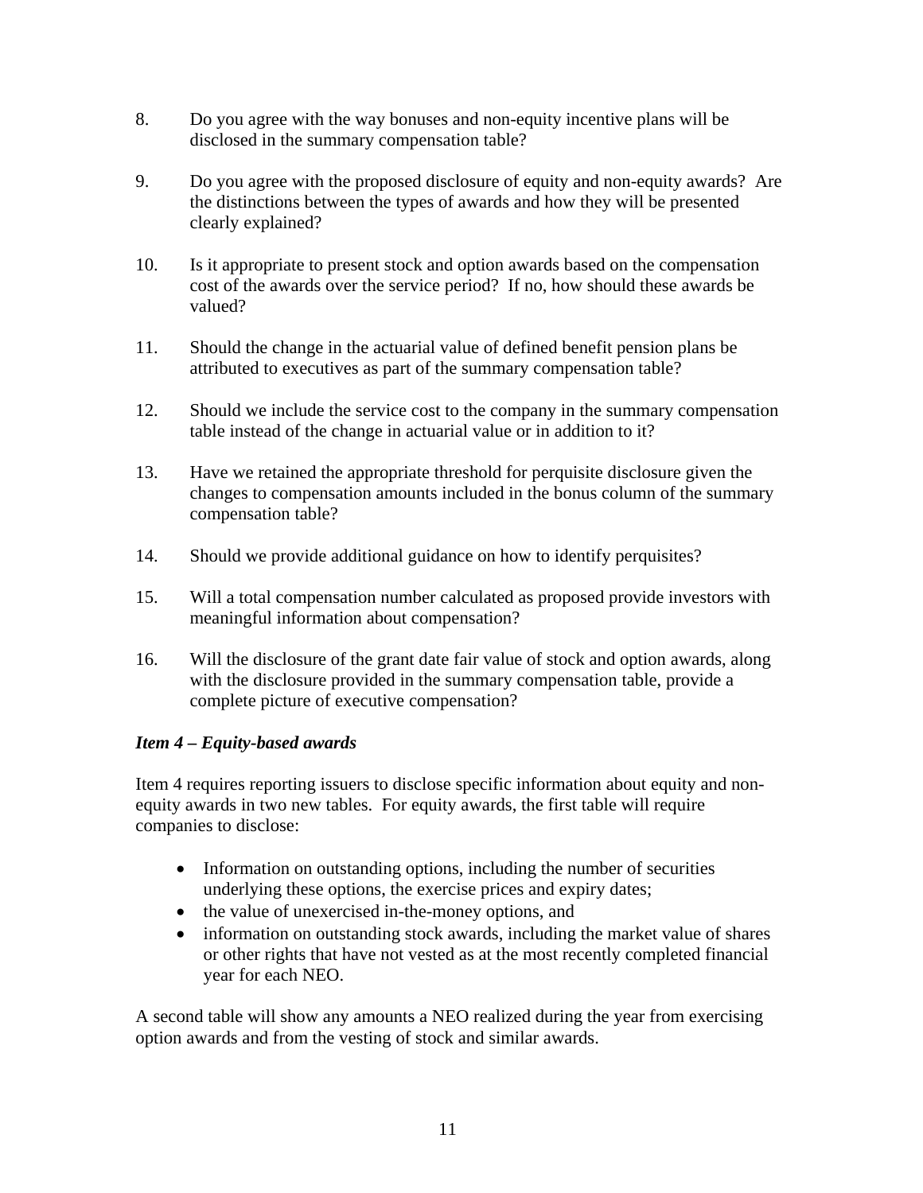8. Do you agree with the way bonuses and non-equity incentive plans will be disclosed in the summary compensation table?

9. Do you agree with the proposed disclosure of equity and non-equity awards? Are the distinctions between the types of awards and how they will be presented clearly explained?

10. Is it appropriate to present stock and option awards based on the compensation cost of the awards over the service period? If no, how should these awards be valued?

11. Should the change in the actuarial value of defined benefit pension plans be attributed to executives as part of the summary compensation table?

12. Should we include the service cost to the company in the summary compensation table instead of the change in actuarial value or in addition to it?

13. Have we retained the appropriate threshold for perquisite disclosure given the changes to compensation amounts included in the bonus column of the summary compensation table?

14. Should we provide additional guidance on how to identify perquisites?

15. Will a total compensation number calculated as proposed provide investors with meaningful information about compensation?

16. Will the disclosure of the grant date fair value of stock and option awards, along with the disclosure provided in the summary compensation table, provide a complete picture of executive compensation?

***Item 4 – Equity-based awards***

Item 4 requires reporting issuers to disclose specific information about equity and non-equity awards in two new tables. For equity awards, the first table will require companies to disclose:

- Information on outstanding options, including the number of securities underlying these options, the exercise prices and expiry dates;
- the value of unexercised in-the-money options, and
- information on outstanding stock awards, including the market value of shares or other rights that have not vested as at the most recently completed financial year for each NEO.

A second table will show any amounts a NEO realized during the year from exercising option awards and from the vesting of stock and similar awards.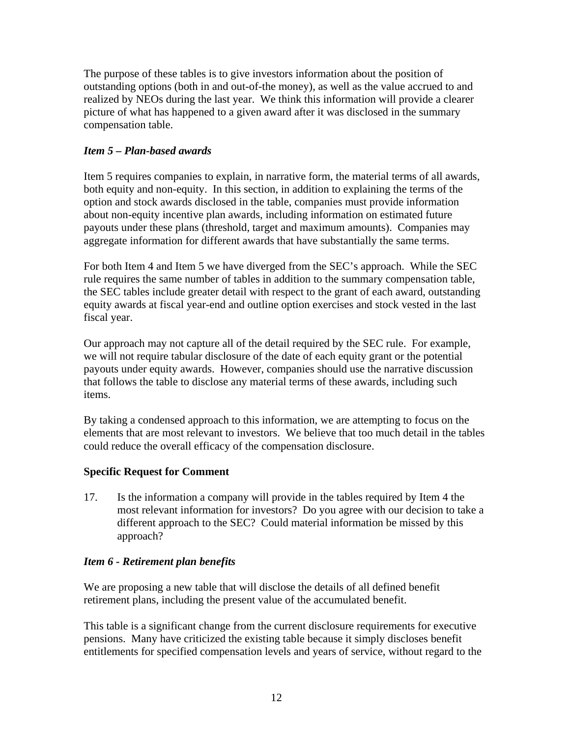The purpose of these tables is to give investors information about the position of outstanding options (both in and out-of-the money), as well as the value accrued to and realized by NEOs during the last year. We think this information will provide a clearer picture of what has happened to a given award after it was disclosed in the summary compensation table.

### *Item 5 – Plan-based awards*

Item 5 requires companies to explain, in narrative form, the material terms of all awards, both equity and non-equity. In this section, in addition to explaining the terms of the option and stock awards disclosed in the table, companies must provide information about non-equity incentive plan awards, including information on estimated future payouts under these plans (threshold, target and maximum amounts). Companies may aggregate information for different awards that have substantially the same terms.

For both Item 4 and Item 5 we have diverged from the SEC's approach. While the SEC rule requires the same number of tables in addition to the summary compensation table, the SEC tables include greater detail with respect to the grant of each award, outstanding equity awards at fiscal year-end and outline option exercises and stock vested in the last fiscal year.

Our approach may not capture all of the detail required by the SEC rule. For example, we will not require tabular disclosure of the date of each equity grant or the potential payouts under equity awards. However, companies should use the narrative discussion that follows the table to disclose any material terms of these awards, including such items.

By taking a condensed approach to this information, we are attempting to focus on the elements that are most relevant to investors. We believe that too much detail in the tables could reduce the overall efficacy of the compensation disclosure.

### **Specific Request for Comment**

17. Is the information a company will provide in the tables required by Item 4 the most relevant information for investors? Do you agree with our decision to take a different approach to the SEC? Could material information be missed by this approach?

### *Item 6 - Retirement plan benefits*

We are proposing a new table that will disclose the details of all defined benefit retirement plans, including the present value of the accumulated benefit.

This table is a significant change from the current disclosure requirements for executive pensions. Many have criticized the existing table because it simply discloses benefit entitlements for specified compensation levels and years of service, without regard to the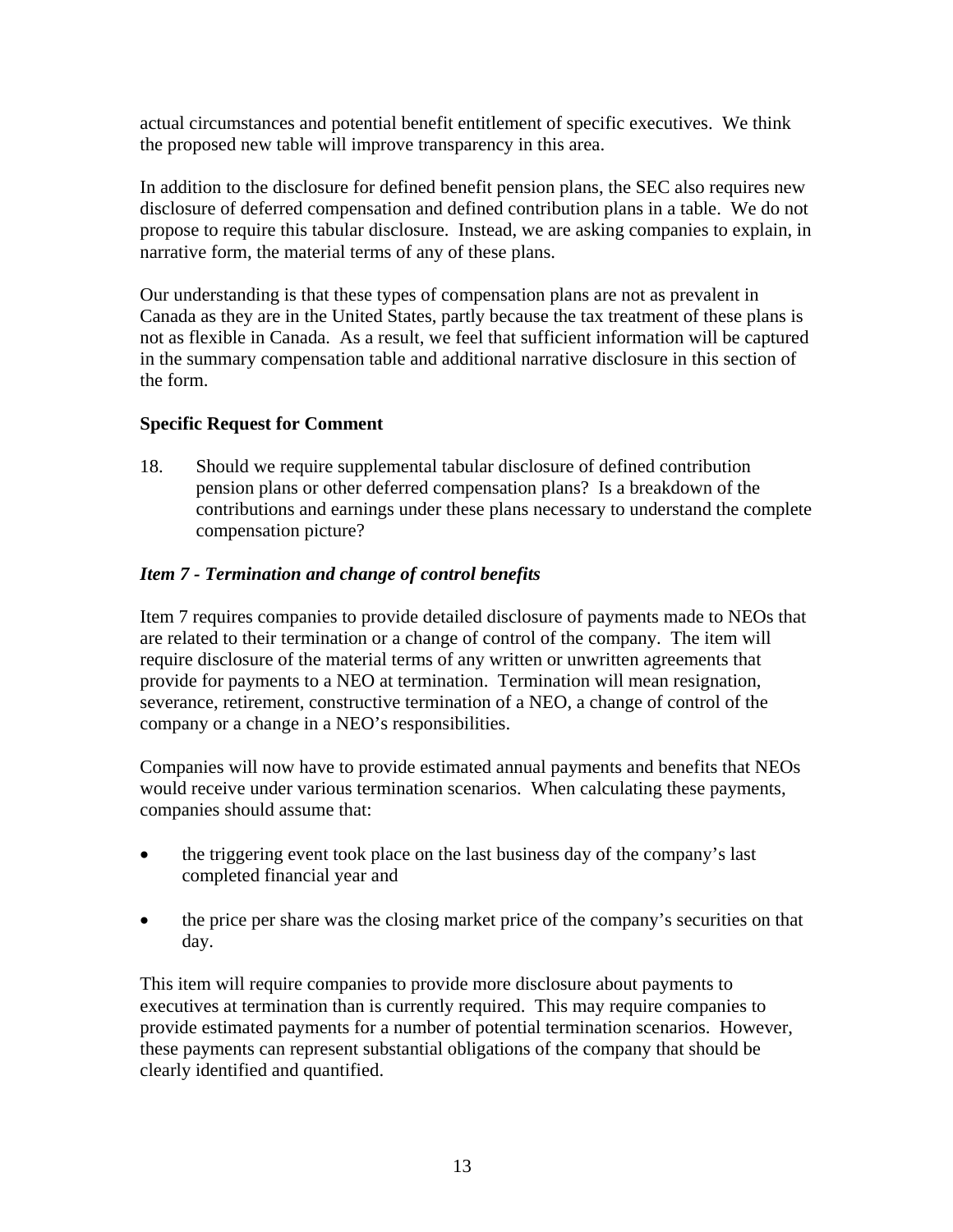actual circumstances and potential benefit entitlement of specific executives. We think the proposed new table will improve transparency in this area.

In addition to the disclosure for defined benefit pension plans, the SEC also requires new disclosure of deferred compensation and defined contribution plans in a table. We do not propose to require this tabular disclosure. Instead, we are asking companies to explain, in narrative form, the material terms of any of these plans.

Our understanding is that these types of compensation plans are not as prevalent in Canada as they are in the United States, partly because the tax treatment of these plans is not as flexible in Canada. As a result, we feel that sufficient information will be captured in the summary compensation table and additional narrative disclosure in this section of the form.

**Specific Request for Comment**

18. Should we require supplemental tabular disclosure of defined contribution pension plans or other deferred compensation plans? Is a breakdown of the contributions and earnings under these plans necessary to understand the complete compensation picture?

***Item 7 - Termination and change of control benefits***

Item 7 requires companies to provide detailed disclosure of payments made to NEOs that are related to their termination or a change of control of the company. The item will require disclosure of the material terms of any written or unwritten agreements that provide for payments to a NEO at termination. Termination will mean resignation, severance, retirement, constructive termination of a NEO, a change of control of the company or a change in a NEO's responsibilities.

Companies will now have to provide estimated annual payments and benefits that NEOs would receive under various termination scenarios. When calculating these payments, companies should assume that:

- the triggering event took place on the last business day of the company's last completed financial year and
- the price per share was the closing market price of the company's securities on that day.

This item will require companies to provide more disclosure about payments to executives at termination than is currently required. This may require companies to provide estimated payments for a number of potential termination scenarios. However, these payments can represent substantial obligations of the company that should be clearly identified and quantified.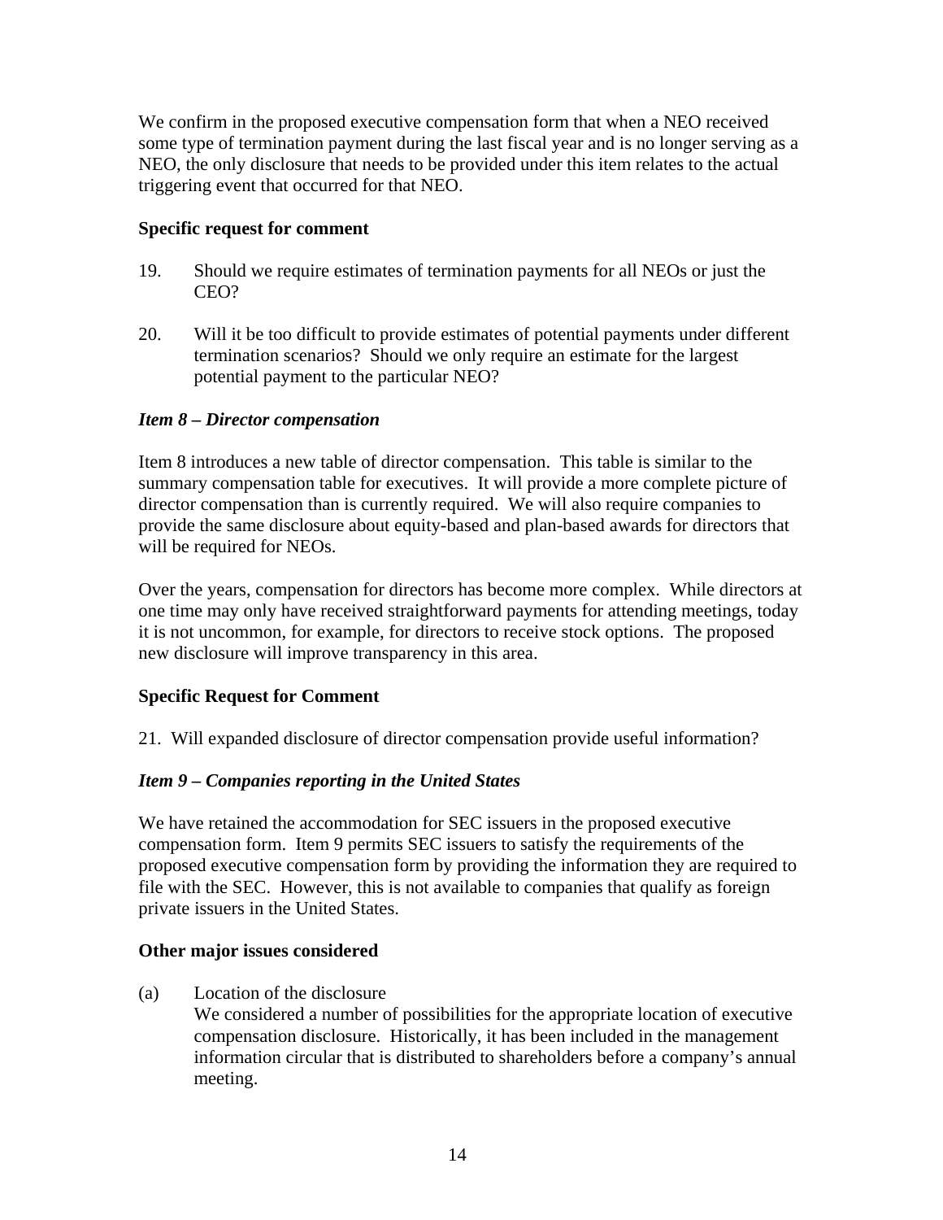We confirm in the proposed executive compensation form that when a NEO received some type of termination payment during the last fiscal year and is no longer serving as a NEO, the only disclosure that needs to be provided under this item relates to the actual triggering event that occurred for that NEO.

**Specific request for comment**

19. Should we require estimates of termination payments for all NEOs or just the CEO?

20. Will it be too difficult to provide estimates of potential payments under different termination scenarios? Should we only require an estimate for the largest potential payment to the particular NEO?

***Item 8 – Director compensation***

Item 8 introduces a new table of director compensation. This table is similar to the summary compensation table for executives. It will provide a more complete picture of director compensation than is currently required. We will also require companies to provide the same disclosure about equity-based and plan-based awards for directors that will be required for NEOs.

Over the years, compensation for directors has become more complex. While directors at one time may only have received straightforward payments for attending meetings, today it is not uncommon, for example, for directors to receive stock options. The proposed new disclosure will improve transparency in this area.

**Specific Request for Comment**

21. Will expanded disclosure of director compensation provide useful information?

***Item 9 – Companies reporting in the United States***

We have retained the accommodation for SEC issuers in the proposed executive compensation form. Item 9 permits SEC issuers to satisfy the requirements of the proposed executive compensation form by providing the information they are required to file with the SEC. However, this is not available to companies that qualify as foreign private issuers in the United States.

**Other major issues considered**

(a) Location of the disclosure
We considered a number of possibilities for the appropriate location of executive compensation disclosure. Historically, it has been included in the management information circular that is distributed to shareholders before a company's annual meeting.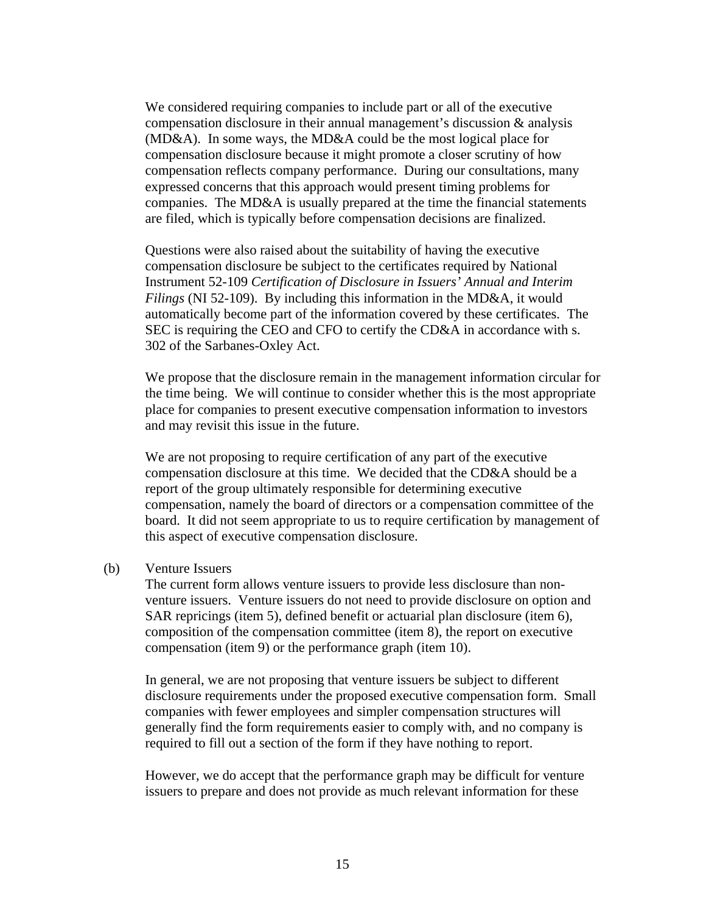We considered requiring companies to include part or all of the executive compensation disclosure in their annual management's discussion & analysis (MD&A). In some ways, the MD&A could be the most logical place for compensation disclosure because it might promote a closer scrutiny of how compensation reflects company performance. During our consultations, many expressed concerns that this approach would present timing problems for companies. The MD&A is usually prepared at the time the financial statements are filed, which is typically before compensation decisions are finalized.

Questions were also raised about the suitability of having the executive compensation disclosure be subject to the certificates required by National Instrument 52-109 *Certification of Disclosure in Issuers' Annual and Interim Filings* (NI 52-109). By including this information in the MD&A, it would automatically become part of the information covered by these certificates. The SEC is requiring the CEO and CFO to certify the CD&A in accordance with s. 302 of the Sarbanes-Oxley Act.

We propose that the disclosure remain in the management information circular for the time being. We will continue to consider whether this is the most appropriate place for companies to present executive compensation information to investors and may revisit this issue in the future.

We are not proposing to require certification of any part of the executive compensation disclosure at this time. We decided that the CD&A should be a report of the group ultimately responsible for determining executive compensation, namely the board of directors or a compensation committee of the board. It did not seem appropriate to us to require certification by management of this aspect of executive compensation disclosure.

(b) Venture Issuers

The current form allows venture issuers to provide less disclosure than non-venture issuers. Venture issuers do not need to provide disclosure on option and SAR repricings (item 5), defined benefit or actuarial plan disclosure (item 6), composition of the compensation committee (item 8), the report on executive compensation (item 9) or the performance graph (item 10).

In general, we are not proposing that venture issuers be subject to different disclosure requirements under the proposed executive compensation form. Small companies with fewer employees and simpler compensation structures will generally find the form requirements easier to comply with, and no company is required to fill out a section of the form if they have nothing to report.

However, we do accept that the performance graph may be difficult for venture issuers to prepare and does not provide as much relevant information for these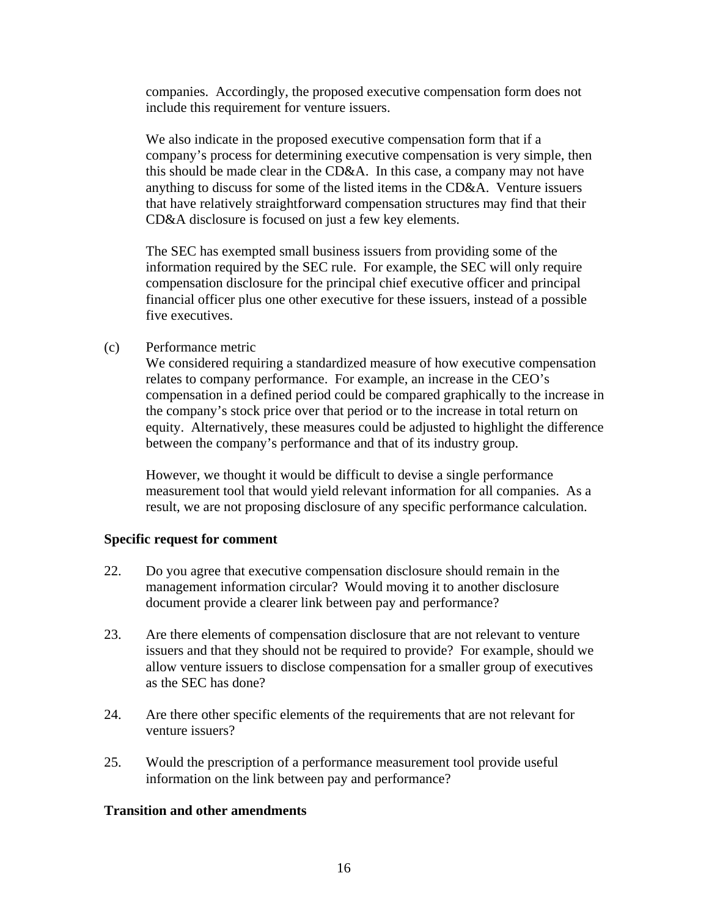companies. Accordingly, the proposed executive compensation form does not include this requirement for venture issuers.

We also indicate in the proposed executive compensation form that if a company's process for determining executive compensation is very simple, then this should be made clear in the CD&A. In this case, a company may not have anything to discuss for some of the listed items in the CD&A. Venture issuers that have relatively straightforward compensation structures may find that their CD&A disclosure is focused on just a few key elements.

The SEC has exempted small business issuers from providing some of the information required by the SEC rule. For example, the SEC will only require compensation disclosure for the principal chief executive officer and principal financial officer plus one other executive for these issuers, instead of a possible five executives.

(c) Performance metric

We considered requiring a standardized measure of how executive compensation relates to company performance. For example, an increase in the CEO's compensation in a defined period could be compared graphically to the increase in the company's stock price over that period or to the increase in total return on equity. Alternatively, these measures could be adjusted to highlight the difference between the company's performance and that of its industry group.

However, we thought it would be difficult to devise a single performance measurement tool that would yield relevant information for all companies. As a result, we are not proposing disclosure of any specific performance calculation.

**Specific request for comment**

22. Do you agree that executive compensation disclosure should remain in the management information circular? Would moving it to another disclosure document provide a clearer link between pay and performance?

23. Are there elements of compensation disclosure that are not relevant to venture issuers and that they should not be required to provide? For example, should we allow venture issuers to disclose compensation for a smaller group of executives as the SEC has done?

24. Are there other specific elements of the requirements that are not relevant for venture issuers?

25. Would the prescription of a performance measurement tool provide useful information on the link between pay and performance?

**Transition and other amendments**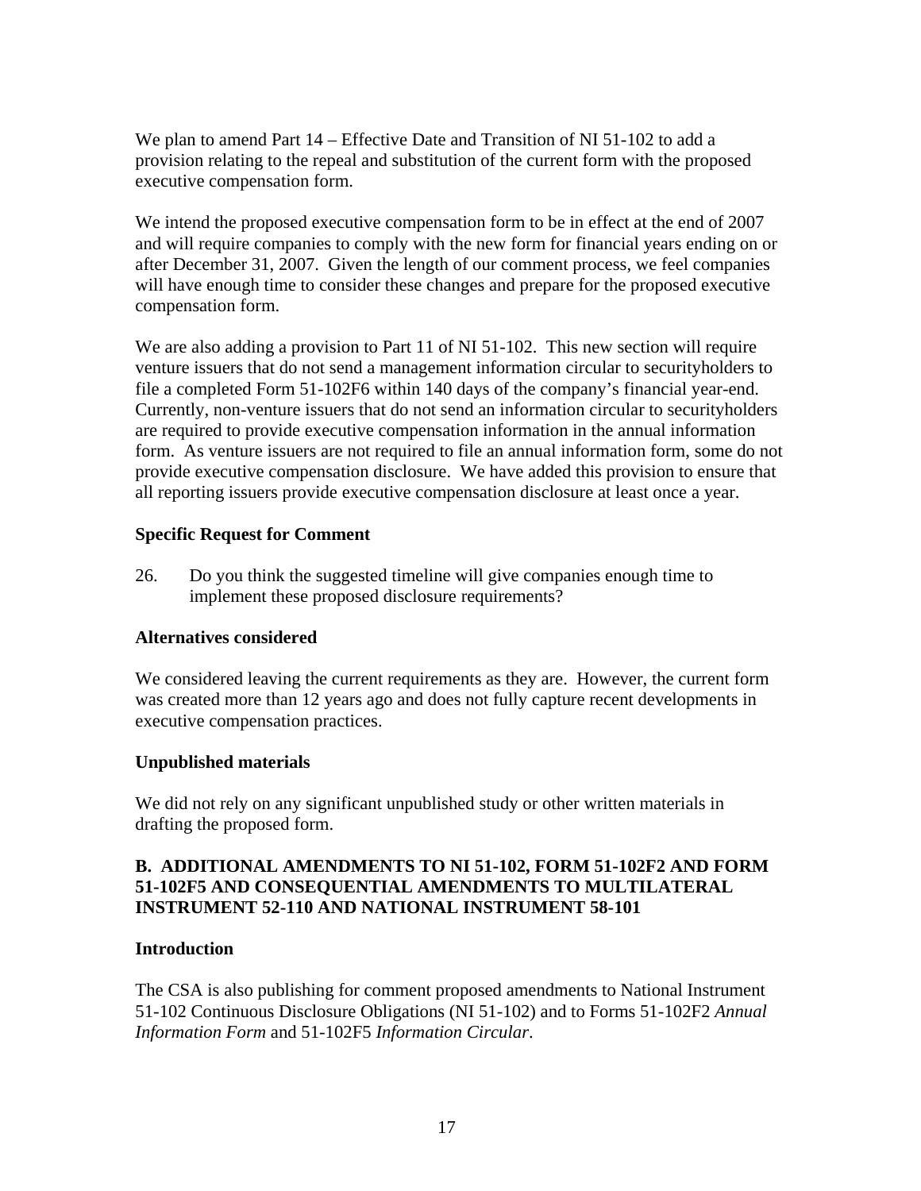We plan to amend Part 14 – Effective Date and Transition of NI 51-102 to add a provision relating to the repeal and substitution of the current form with the proposed executive compensation form.

We intend the proposed executive compensation form to be in effect at the end of 2007 and will require companies to comply with the new form for financial years ending on or after December 31, 2007. Given the length of our comment process, we feel companies will have enough time to consider these changes and prepare for the proposed executive compensation form.

We are also adding a provision to Part 11 of NI 51-102. This new section will require venture issuers that do not send a management information circular to securityholders to file a completed Form 51-102F6 within 140 days of the company's financial year-end. Currently, non-venture issuers that do not send an information circular to securityholders are required to provide executive compensation information in the annual information form. As venture issuers are not required to file an annual information form, some do not provide executive compensation disclosure. We have added this provision to ensure that all reporting issuers provide executive compensation disclosure at least once a year.

**Specific Request for Comment**

26. Do you think the suggested timeline will give companies enough time to implement these proposed disclosure requirements?

**Alternatives considered**

We considered leaving the current requirements as they are. However, the current form was created more than 12 years ago and does not fully capture recent developments in executive compensation practices.

**Unpublished materials**

We did not rely on any significant unpublished study or other written materials in drafting the proposed form.

## B. ADDITIONAL AMENDMENTS TO NI 51-102, FORM 51-102F2 AND FORM 51-102F5 AND CONSEQUENTIAL AMENDMENTS TO MULTILATERAL INSTRUMENT 52-110 AND NATIONAL INSTRUMENT 58-101

**Introduction**

The CSA is also publishing for comment proposed amendments to National Instrument 51-102 Continuous Disclosure Obligations (NI 51-102) and to Forms 51-102F2 *Annual Information Form* and 51-102F5 *Information Circular*.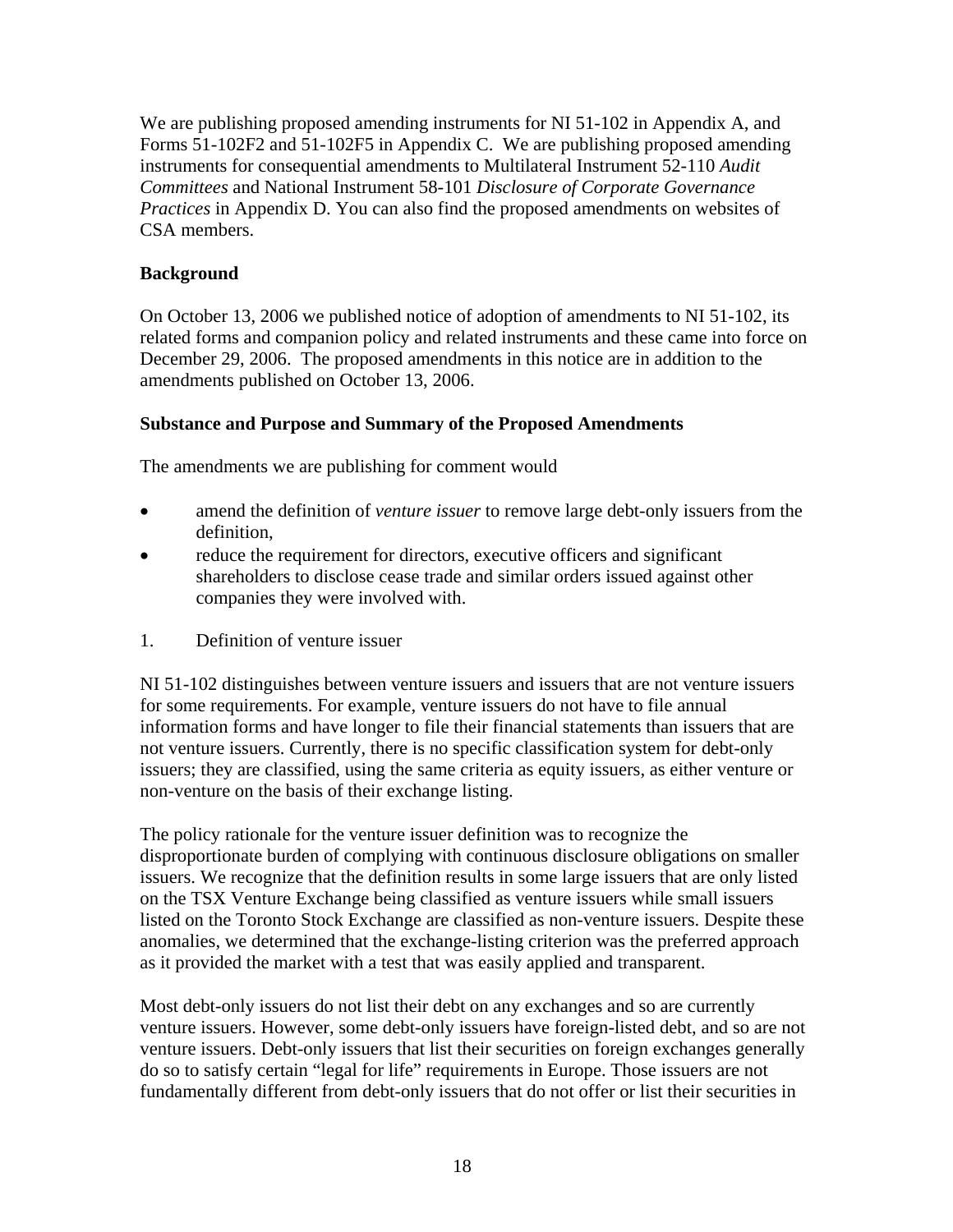We are publishing proposed amending instruments for NI 51-102 in Appendix A, and Forms 51-102F2 and 51-102F5 in Appendix C. We are publishing proposed amending instruments for consequential amendments to Multilateral Instrument 52-110 *Audit Committees* and National Instrument 58-101 *Disclosure of Corporate Governance Practices* in Appendix D. You can also find the proposed amendments on websites of CSA members.

**Background**

On October 13, 2006 we published notice of adoption of amendments to NI 51-102, its related forms and companion policy and related instruments and these came into force on December 29, 2006. The proposed amendments in this notice are in addition to the amendments published on October 13, 2006.

**Substance and Purpose and Summary of the Proposed Amendments**

The amendments we are publishing for comment would

- amend the definition of *venture issuer* to remove large debt-only issuers from the definition,
- reduce the requirement for directors, executive officers and significant shareholders to disclose cease trade and similar orders issued against other companies they were involved with.

1. Definition of venture issuer

NI 51-102 distinguishes between venture issuers and issuers that are not venture issuers for some requirements. For example, venture issuers do not have to file annual information forms and have longer to file their financial statements than issuers that are not venture issuers. Currently, there is no specific classification system for debt-only issuers; they are classified, using the same criteria as equity issuers, as either venture or non-venture on the basis of their exchange listing.

The policy rationale for the venture issuer definition was to recognize the disproportionate burden of complying with continuous disclosure obligations on smaller issuers. We recognize that the definition results in some large issuers that are only listed on the TSX Venture Exchange being classified as venture issuers while small issuers listed on the Toronto Stock Exchange are classified as non-venture issuers. Despite these anomalies, we determined that the exchange-listing criterion was the preferred approach as it provided the market with a test that was easily applied and transparent.

Most debt-only issuers do not list their debt on any exchanges and so are currently venture issuers. However, some debt-only issuers have foreign-listed debt, and so are not venture issuers. Debt-only issuers that list their securities on foreign exchanges generally do so to satisfy certain "legal for life" requirements in Europe. Those issuers are not fundamentally different from debt-only issuers that do not offer or list their securities in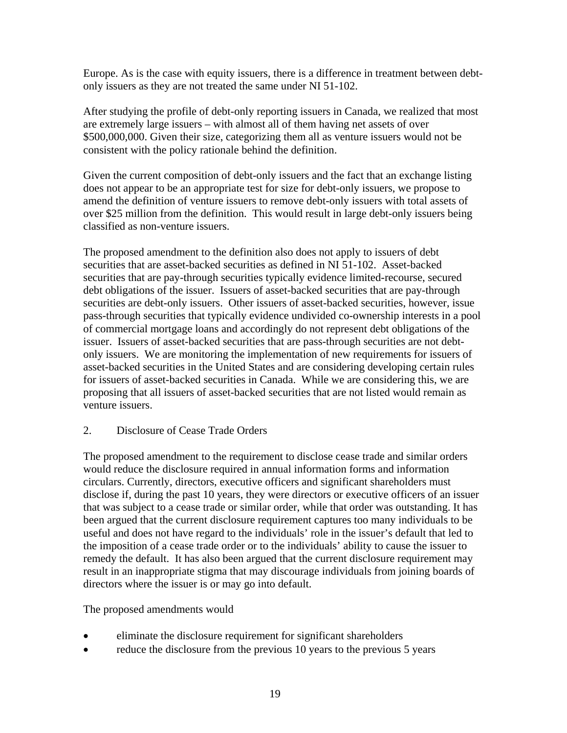Europe. As is the case with equity issuers, there is a difference in treatment between debt-only issuers as they are not treated the same under NI 51-102.

After studying the profile of debt-only reporting issuers in Canada, we realized that most are extremely large issuers – with almost all of them having net assets of over $500,000,000. Given their size, categorizing them all as venture issuers would not be consistent with the policy rationale behind the definition.

Given the current composition of debt-only issuers and the fact that an exchange listing does not appear to be an appropriate test for size for debt-only issuers, we propose to amend the definition of venture issuers to remove debt-only issuers with total assets of over $25 million from the definition. This would result in large debt-only issuers being classified as non-venture issuers.

The proposed amendment to the definition also does not apply to issuers of debt securities that are asset-backed securities as defined in NI 51-102. Asset-backed securities that are pay-through securities typically evidence limited-recourse, secured debt obligations of the issuer. Issuers of asset-backed securities that are pay-through securities are debt-only issuers. Other issuers of asset-backed securities, however, issue pass-through securities that typically evidence undivided co-ownership interests in a pool of commercial mortgage loans and accordingly do not represent debt obligations of the issuer. Issuers of asset-backed securities that are pass-through securities are not debt-only issuers. We are monitoring the implementation of new requirements for issuers of asset-backed securities in the United States and are considering developing certain rules for issuers of asset-backed securities in Canada. While we are considering this, we are proposing that all issuers of asset-backed securities that are not listed would remain as venture issuers.

2. Disclosure of Cease Trade Orders

The proposed amendment to the requirement to disclose cease trade and similar orders would reduce the disclosure required in annual information forms and information circulars. Currently, directors, executive officers and significant shareholders must disclose if, during the past 10 years, they were directors or executive officers of an issuer that was subject to a cease trade or similar order, while that order was outstanding. It has been argued that the current disclosure requirement captures too many individuals to be useful and does not have regard to the individuals' role in the issuer's default that led to the imposition of a cease trade order or to the individuals' ability to cause the issuer to remedy the default. It has also been argued that the current disclosure requirement may result in an inappropriate stigma that may discourage individuals from joining boards of directors where the issuer is or may go into default.

The proposed amendments would

- eliminate the disclosure requirement for significant shareholders
- reduce the disclosure from the previous 10 years to the previous 5 years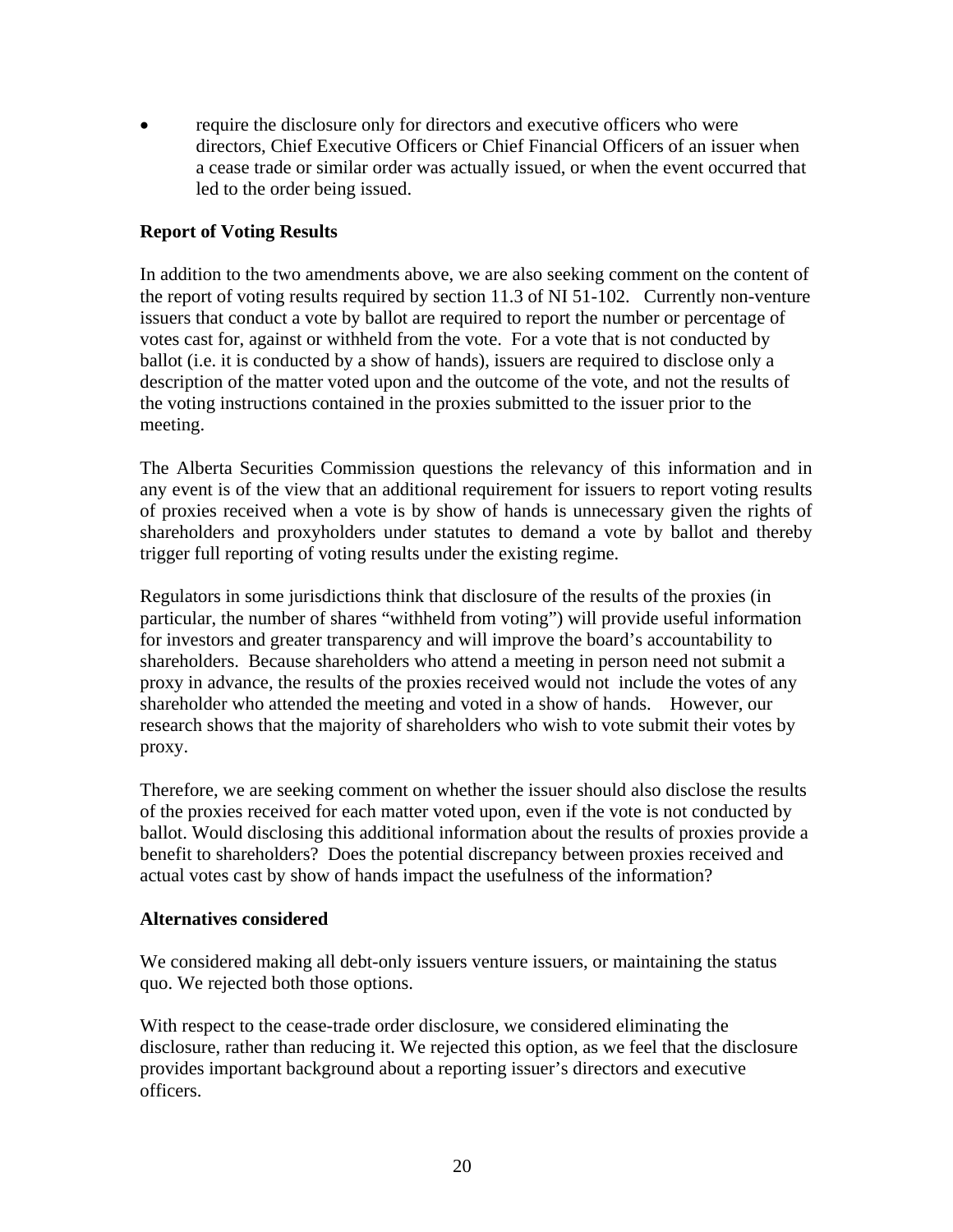- require the disclosure only for directors and executive officers who were directors, Chief Executive Officers or Chief Financial Officers of an issuer when a cease trade or similar order was actually issued, or when the event occurred that led to the order being issued.

**Report of Voting Results**

In addition to the two amendments above, we are also seeking comment on the content of the report of voting results required by section 11.3 of NI 51-102. Currently non-venture issuers that conduct a vote by ballot are required to report the number or percentage of votes cast for, against or withheld from the vote. For a vote that is not conducted by ballot (i.e. it is conducted by a show of hands), issuers are required to disclose only a description of the matter voted upon and the outcome of the vote, and not the results of the voting instructions contained in the proxies submitted to the issuer prior to the meeting.

The Alberta Securities Commission questions the relevancy of this information and in any event is of the view that an additional requirement for issuers to report voting results of proxies received when a vote is by show of hands is unnecessary given the rights of shareholders and proxyholders under statutes to demand a vote by ballot and thereby trigger full reporting of voting results under the existing regime.

Regulators in some jurisdictions think that disclosure of the results of the proxies (in particular, the number of shares "withheld from voting") will provide useful information for investors and greater transparency and will improve the board's accountability to shareholders. Because shareholders who attend a meeting in person need not submit a proxy in advance, the results of the proxies received would not include the votes of any shareholder who attended the meeting and voted in a show of hands. However, our research shows that the majority of shareholders who wish to vote submit their votes by proxy.

Therefore, we are seeking comment on whether the issuer should also disclose the results of the proxies received for each matter voted upon, even if the vote is not conducted by ballot. Would disclosing this additional information about the results of proxies provide a benefit to shareholders? Does the potential discrepancy between proxies received and actual votes cast by show of hands impact the usefulness of the information?

**Alternatives considered**

We considered making all debt-only issuers venture issuers, or maintaining the status quo. We rejected both those options.

With respect to the cease-trade order disclosure, we considered eliminating the disclosure, rather than reducing it. We rejected this option, as we feel that the disclosure provides important background about a reporting issuer's directors and executive officers.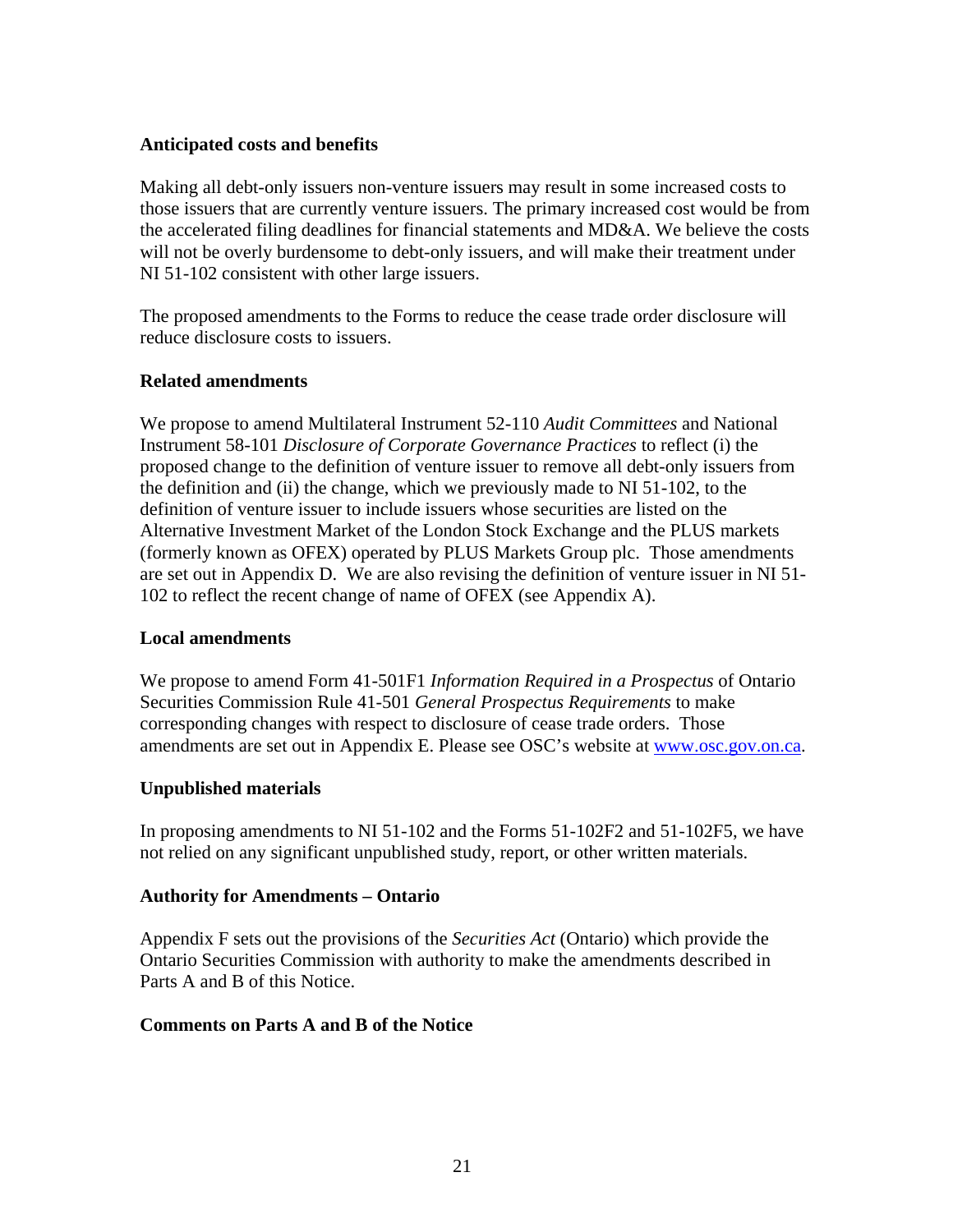**Anticipated costs and benefits**

Making all debt-only issuers non-venture issuers may result in some increased costs to those issuers that are currently venture issuers. The primary increased cost would be from the accelerated filing deadlines for financial statements and MD&A. We believe the costs will not be overly burdensome to debt-only issuers, and will make their treatment under NI 51-102 consistent with other large issuers.

The proposed amendments to the Forms to reduce the cease trade order disclosure will reduce disclosure costs to issuers.

**Related amendments**

We propose to amend Multilateral Instrument 52-110 *Audit Committees* and National Instrument 58-101 *Disclosure of Corporate Governance Practices* to reflect (i) the proposed change to the definition of venture issuer to remove all debt-only issuers from the definition and (ii) the change, which we previously made to NI 51-102, to the definition of venture issuer to include issuers whose securities are listed on the Alternative Investment Market of the London Stock Exchange and the PLUS markets (formerly known as OFEX) operated by PLUS Markets Group plc. Those amendments are set out in Appendix D. We are also revising the definition of venture issuer in NI 51-102 to reflect the recent change of name of OFEX (see Appendix A).

**Local amendments**

We propose to amend Form 41-501F1 *Information Required in a Prospectus* of Ontario Securities Commission Rule 41-501 *General Prospectus Requirements* to make corresponding changes with respect to disclosure of cease trade orders. Those amendments are set out in Appendix E. Please see OSC's website at www.osc.gov.on.ca.

**Unpublished materials**

In proposing amendments to NI 51-102 and the Forms 51-102F2 and 51-102F5, we have not relied on any significant unpublished study, report, or other written materials.

**Authority for Amendments – Ontario**

Appendix F sets out the provisions of the *Securities Act* (Ontario) which provide the Ontario Securities Commission with authority to make the amendments described in Parts A and B of this Notice.

**Comments on Parts A and B of the Notice**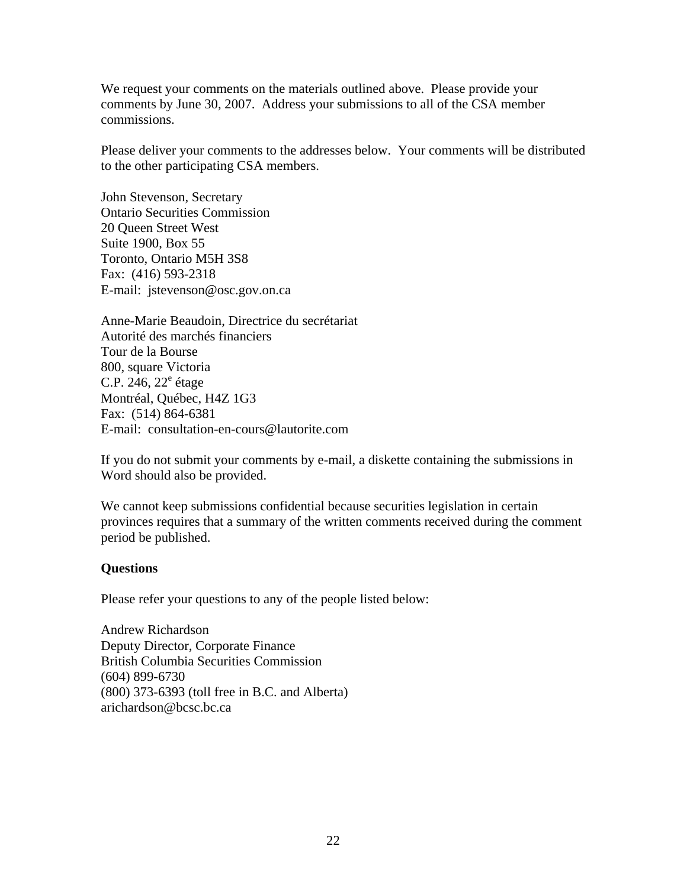We request your comments on the materials outlined above. Please provide your comments by June 30, 2007. Address your submissions to all of the CSA member commissions.

Please deliver your comments to the addresses below. Your comments will be distributed to the other participating CSA members.

John Stevenson, Secretary
Ontario Securities Commission
20 Queen Street West
Suite 1900, Box 55
Toronto, Ontario M5H 3S8
Fax: (416) 593-2318
E-mail: jstevenson@osc.gov.on.ca

Anne-Marie Beaudoin, Directrice du secrétariat
Autorité des marchés financiers
Tour de la Bourse
800, square Victoria
C.P. 246, 22e étage
Montréal, Québec, H4Z 1G3
Fax: (514) 864-6381
E-mail: consultation-en-cours@lautorite.com

If you do not submit your comments by e-mail, a diskette containing the submissions in Word should also be provided.

We cannot keep submissions confidential because securities legislation in certain provinces requires that a summary of the written comments received during the comment period be published.

**Questions**

Please refer your questions to any of the people listed below:

Andrew Richardson
Deputy Director, Corporate Finance
British Columbia Securities Commission
(604) 899-6730
(800) 373-6393 (toll free in B.C. and Alberta)
arichardson@bcsc.bc.ca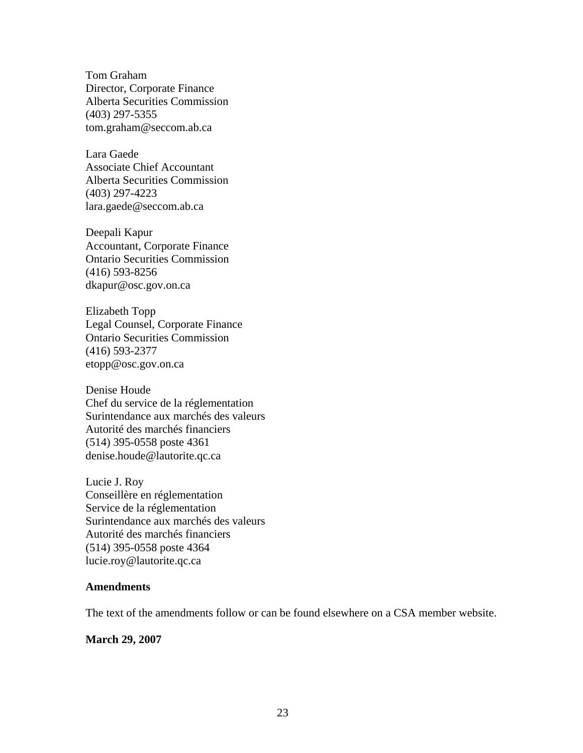Tom Graham
Director, Corporate Finance
Alberta Securities Commission
(403) 297-5355
tom.graham@seccom.ab.ca

Lara Gaede
Associate Chief Accountant
Alberta Securities Commission
(403) 297-4223
lara.gaede@seccom.ab.ca

Deepali Kapur
Accountant, Corporate Finance
Ontario Securities Commission
(416) 593-8256
dkapur@osc.gov.on.ca

Elizabeth Topp
Legal Counsel, Corporate Finance
Ontario Securities Commission
(416) 593-2377
etopp@osc.gov.on.ca

Denise Houde
Chef du service de la réglementation
Surintendance aux marchés des valeurs
Autorité des marchés financiers
(514) 395-0558 poste 4361
denise.houde@lautorite.qc.ca

Lucie J. Roy
Conseillère en réglementation
Service de la réglementation
Surintendance aux marchés des valeurs
Autorité des marchés financiers
(514) 395-0558 poste 4364
lucie.roy@lautorite.qc.ca

**Amendments**

The text of the amendments follow or can be found elsewhere on a CSA member website.

**March 29, 2007**